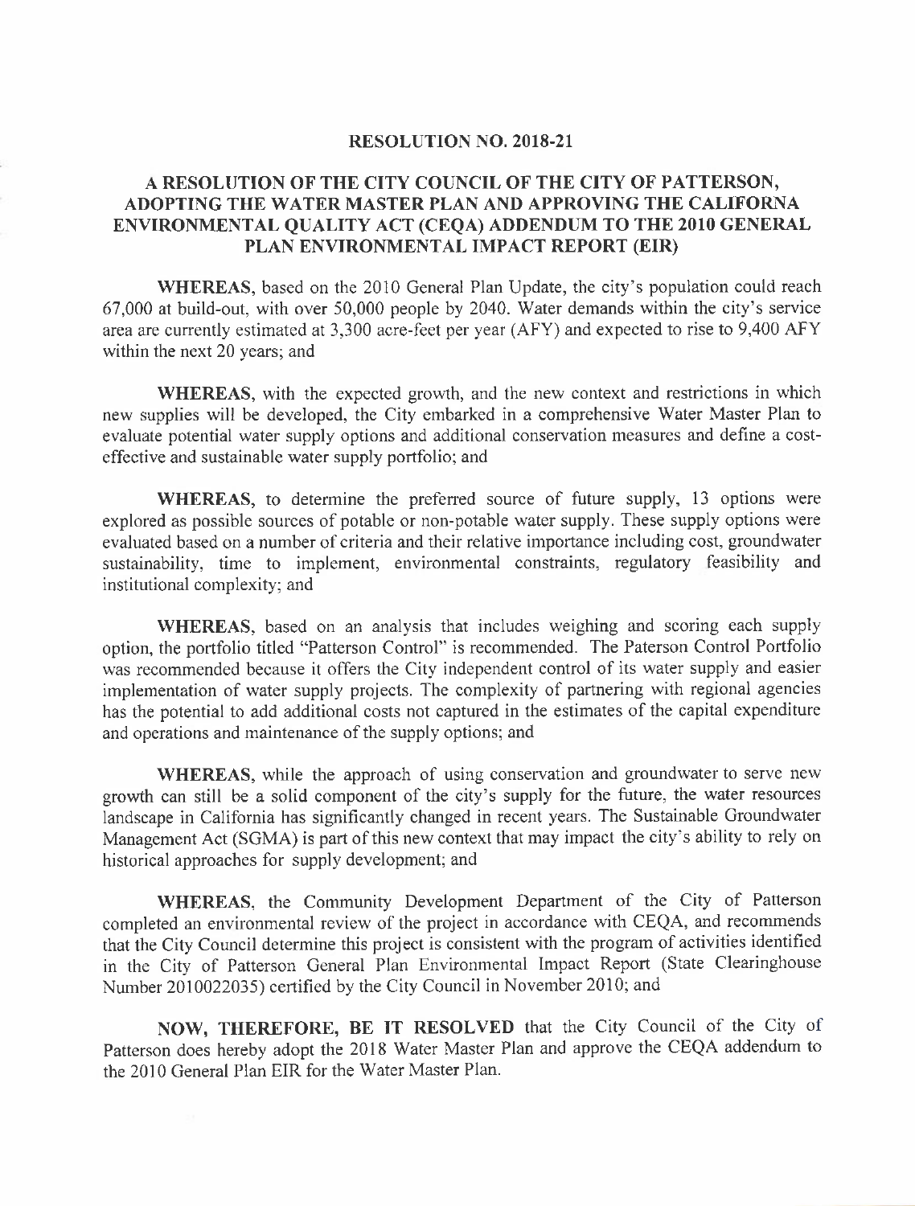# RESOLUTION NO. 2018-21

## A RESOLUTION OF THE CITY COUNCIL OF THE CITY OF PATTERSON, ADOPTING THE WATER MASTER PLAN AND APPROVING THE CALIFORNA ENVIRONMENTAL QUALITY ACT (CEQA) ADDENDUM TO THE 2010 GENERAL PLAN ENVIRONMENTAL IMPACT REPORT (EIR)

**WHEREAS**, based on the 2010 General Plan Update, the city's population could reach 67,000 at build-out, with over 50,000 people by 2040. Water demands within the city's service area are currently estimated at 3,300 acre-feet per year (AFY) and expected to rise to 9,400 AFY within the next 20 years; and

**WHEREAS**, with the expected growth, and the new context and restrictions in which new supplies will be developed, the City embarked in a comprehensive Water Master Plan to evaluate potential water supply options and additional conservation measures and define a cost-effective and sustainable water supply portfolio; and

**WHEREAS**, to determine the preferred source of future supply, 13 options were explored as possible sources of potable or non-potable water supply. These supply options were evaluated based on a number of criteria and their relative importance including cost, groundwater sustainability, time to implement, environmental constraints, regulatory feasibility and institutional complexity; and

**WHEREAS**, based on an analysis that includes weighing and scoring each supply option, the portfolio titled "Patterson Control" is recommended. The Paterson Control Portfolio was recommended because it offers the City independent control of its water supply and easier implementation of water supply projects. The complexity of partnering with regional agencies has the potential to add additional costs not captured in the estimates of the capital expenditure and operations and maintenance of the supply options; and

**WHEREAS**, while the approach of using conservation and groundwater to serve new growth can still be a solid component of the city's supply for the future, the water resources landscape in California has significantly changed in recent years. The Sustainable Groundwater Management Act (SGMA) is part of this new context that may impact the city's ability to rely on historical approaches for supply development; and

**WHEREAS**, the Community Development Department of the City of Patterson completed an environmental review of the project in accordance with CEQA, and recommends that the City Council determine this project is consistent with the program of activities identified in the City of Patterson General Plan Environmental Impact Report (State Clearinghouse Number 2010022035) certified by the City Council in November 2010; and

**NOW, THEREFORE, BE IT RESOLVED** that the City Council of the City of Patterson does hereby adopt the 2018 Water Master Plan and approve the CEQA addendum to the 2010 General Plan EIR for the Water Master Plan.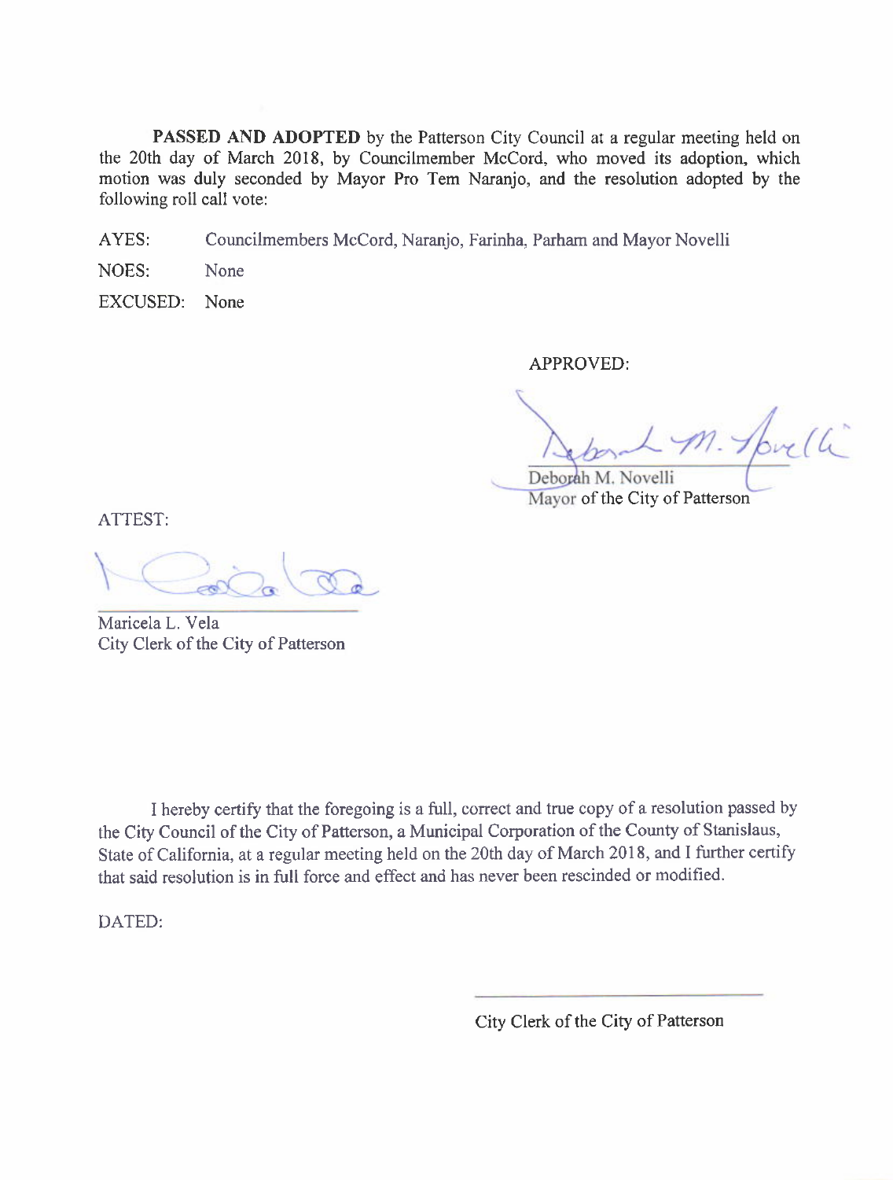**PASSED AND ADOPTED** by the Patterson City Council at a regular meeting held on the 20th day of March 2018, by Councilmember McCord, who moved its adoption, which motion was duly seconded by Mayor Pro Tem Naranjo, and the resolution adopted by the following roll call vote:

AYES: Councilmembers McCord, Naranjo, Farinha, Parham and Mayor Novelli

NOES: None

EXCUSED: None

APPROVED:

Deborah M. Novelli
Mayor of the City of Patterson

ATTEST:

Maricela L. Vela
City Clerk of the City of Patterson

I hereby certify that the foregoing is a full, correct and true copy of a resolution passed by the City Council of the City of Patterson, a Municipal Corporation of the County of Stanislaus, State of California, at a regular meeting held on the 20th day of March 2018, and I further certify that said resolution is in full force and effect and has never been rescinded or modified.

DATED:

City Clerk of the City of Patterson